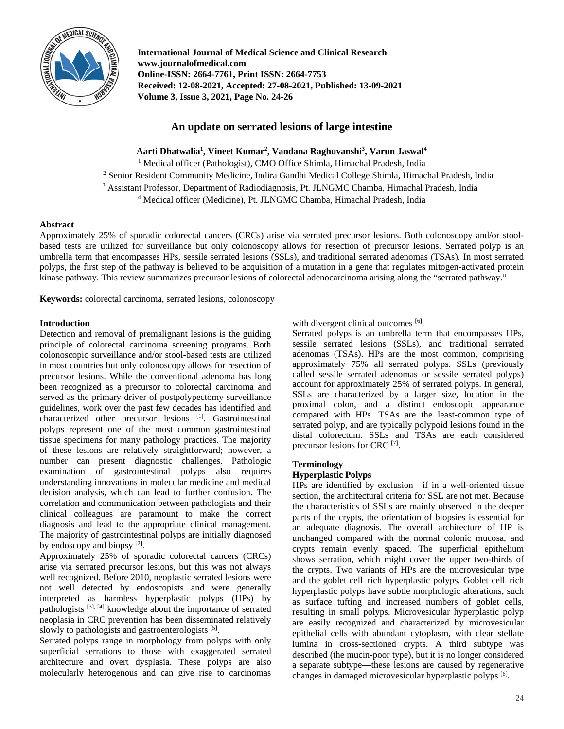# An update on serrated lesions of large intestine

**Aarti Dhatwalia[1], Vineet Kumar[2], Vandana Raghuvanshi[3], Varun Jaswal[4]**

[1] Medical officer (Pathologist), CMO Office Shimla, Himachal Pradesh, India

[2] Senior Resident Community Medicine, Indira Gandhi Medical College Shimla, Himachal Pradesh, India

[3] Assistant Professor, Department of Radiodiagnosis, Pt. JLNGMC Chamba, Himachal Pradesh, India

[4] Medical officer (Medicine), Pt. JLNGMC Chamba, Himachal Pradesh, India

## Abstract

Approximately 25% of sporadic colorectal cancers (CRCs) arise via serrated precursor lesions. Both colonoscopy and/or stool-based tests are utilized for surveillance but only colonoscopy allows for resection of precursor lesions. Serrated polyp is an umbrella term that encompasses HPs, sessile serrated lesions (SSLs), and traditional serrated adenomas (TSAs). In most serrated polyps, the first step of the pathway is believed to be acquisition of a mutation in a gene that regulates mitogen-activated protein kinase pathway. This review summarizes precursor lesions of colorectal adenocarcinoma arising along the "serrated pathway."

**Keywords:** colorectal carcinoma, serrated lesions, colonoscopy

## Introduction

Detection and removal of premalignant lesions is the guiding principle of colorectal carcinoma screening programs. Both colonoscopic surveillance and/or stool-based tests are utilized in most countries but only colonoscopy allows for resection of precursor lesions. While the conventional adenoma has long been recognized as a precursor to colorectal carcinoma and served as the primary driver of postpolypectomy surveillance guidelines, work over the past few decades has identified and characterized other precursor lesions [1]. Gastrointestinal polyps represent one of the most common gastrointestinal tissue specimens for many pathology practices. The majority of these lesions are relatively straightforward; however, a number can present diagnostic challenges. Pathologic examination of gastrointestinal polyps also requires understanding innovations in molecular medicine and medical decision analysis, which can lead to further confusion. The correlation and communication between pathologists and their clinical colleagues are paramount to make the correct diagnosis and lead to the appropriate clinical management. The majority of gastrointestinal polyps are initially diagnosed by endoscopy and biopsy [2].

Approximately 25% of sporadic colorectal cancers (CRCs) arise via serrated precursor lesions, but this was not always well recognized. Before 2010, neoplastic serrated lesions were not well detected by endoscopists and were generally interpreted as harmless hyperplastic polyps (HPs) by pathologists [3], [4] knowledge about the importance of serrated neoplasia in CRC prevention has been disseminated relatively slowly to pathologists and gastroenterologists [5].

Serrated polyps range in morphology from polyps with only superficial serrations to those with exaggerated serrated architecture and overt dysplasia. These polyps are also molecularly heterogenous and can give rise to carcinomas with divergent clinical outcomes [6].

Serrated polyps is an umbrella term that encompasses HPs, sessile serrated lesions (SSLs), and traditional serrated adenomas (TSAs). HPs are the most common, comprising approximately 75% all serrated polyps. SSLs (previously called sessile serrated adenomas or sessile serrated polyps) account for approximately 25% of serrated polyps. In general, SSLs are characterized by a larger size, location in the proximal colon, and a distinct endoscopic appearance compared with HPs. TSAs are the least-common type of serrated polyp, and are typically polypoid lesions found in the distal colorectum. SSLs and TSAs are each considered precursor lesions for CRC [7].

## Terminology

### Hyperplastic Polyps

HPs are identified by exclusion—if in a well-oriented tissue section, the architectural criteria for SSL are not met. Because the characteristics of SSLs are mainly observed in the deeper parts of the crypts, the orientation of biopsies is essential for an adequate diagnosis. The overall architecture of HP is unchanged compared with the normal colonic mucosa, and crypts remain evenly spaced. The superficial epithelium shows serration, which might cover the upper two-thirds of the crypts. Two variants of HPs are the microvesicular type and the goblet cell–rich hyperplastic polyps. Goblet cell–rich hyperplastic polyps have subtle morphologic alterations, such as surface tufting and increased numbers of goblet cells, resulting in small polyps. Microvesicular hyperplastic polyp are easily recognized and characterized by microvesicular epithelial cells with abundant cytoplasm, with clear stellate lumina in cross-sectioned crypts. A third subtype was described (the mucin-poor type), but it is no longer considered a separate subtype—these lesions are caused by regenerative changes in damaged microvesicular hyperplastic polyps [6].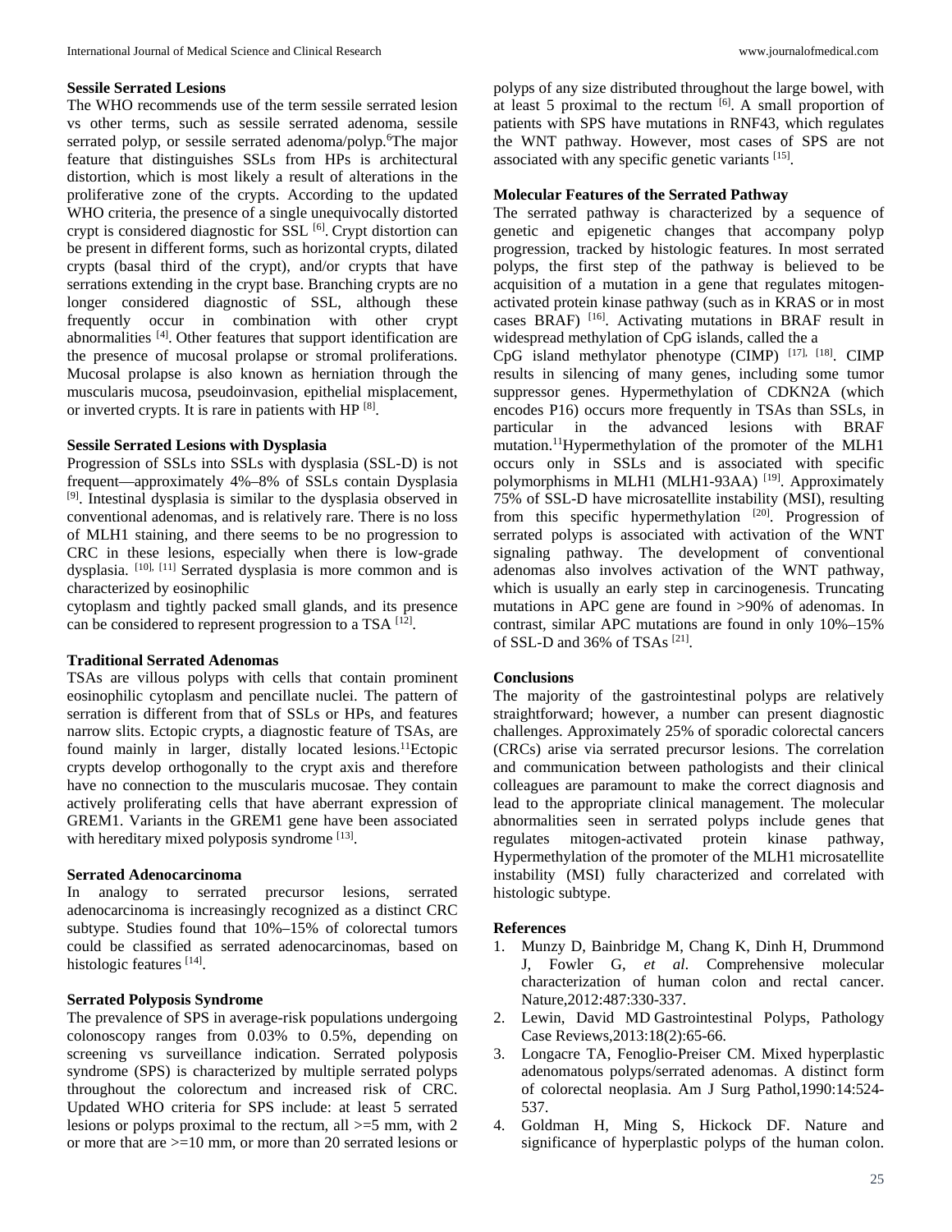### Sessile Serrated Lesions

The WHO recommends use of the term sessile serrated lesion vs other terms, such as sessile serrated adenoma, sessile serrated polyp, or sessile serrated adenoma/polyp.[6]The major feature that distinguishes SSLs from HPs is architectural distortion, which is most likely a result of alterations in the proliferative zone of the crypts. According to the updated WHO criteria, the presence of a single unequivocally distorted crypt is considered diagnostic for SSL [6]. Crypt distortion can be present in different forms, such as horizontal crypts, dilated crypts (basal third of the crypt), and/or crypts that have serrations extending in the crypt base. Branching crypts are no longer considered diagnostic of SSL, although these frequently occur in combination with other crypt abnormalities [4]. Other features that support identification are the presence of mucosal prolapse or stromal proliferations. Mucosal prolapse is also known as herniation through the muscularis mucosa, pseudoinvasion, epithelial misplacement, or inverted crypts. It is rare in patients with HP [8].

### Sessile Serrated Lesions with Dysplasia

Progression of SSLs into SSLs with dysplasia (SSL-D) is not frequent—approximately 4%–8% of SSLs contain Dysplasia [9]. Intestinal dysplasia is similar to the dysplasia observed in conventional adenomas, and is relatively rare. There is no loss of MLH1 staining, and there seems to be no progression to CRC in these lesions, especially when there is low-grade dysplasia. [10], [11] Serrated dysplasia is more common and is characterized by eosinophilic cytoplasm and tightly packed small glands, and its presence can be considered to represent progression to a TSA [12].

### Traditional Serrated Adenomas

TSAs are villous polyps with cells that contain prominent eosinophilic cytoplasm and pencillate nuclei. The pattern of serration is different from that of SSLs or HPs, and features narrow slits. Ectopic crypts, a diagnostic feature of TSAs, are found mainly in larger, distally located lesions.[11]Ectopic crypts develop orthogonally to the crypt axis and therefore have no connection to the muscularis mucosae. They contain actively proliferating cells that have aberrant expression of GREM1. Variants in the GREM1 gene have been associated with hereditary mixed polyposis syndrome [13].

### Serrated Adenocarcinoma

In analogy to serrated precursor lesions, serrated adenocarcinoma is increasingly recognized as a distinct CRC subtype. Studies found that 10%–15% of colorectal tumors could be classified as serrated adenocarcinomas, based on histologic features [14].

### Serrated Polyposis Syndrome

The prevalence of SPS in average-risk populations undergoing colonoscopy ranges from 0.03% to 0.5%, depending on screening vs surveillance indication. Serrated polyposis syndrome (SPS) is characterized by multiple serrated polyps throughout the colorectum and increased risk of CRC. Updated WHO criteria for SPS include: at least 5 serrated lesions or polyps proximal to the rectum, all >=5 mm, with 2 or more that are >=10 mm, or more than 20 serrated lesions or polyps of any size distributed throughout the large bowel, with at least 5 proximal to the rectum [6]. A small proportion of patients with SPS have mutations in RNF43, which regulates the WNT pathway. However, most cases of SPS are not associated with any specific genetic variants [15].

### Molecular Features of the Serrated Pathway

The serrated pathway is characterized by a sequence of genetic and epigenetic changes that accompany polyp progression, tracked by histologic features. In most serrated polyps, the first step of the pathway is believed to be acquisition of a mutation in a gene that regulates mitogen-activated protein kinase pathway (such as in KRAS or in most cases BRAF) [16]. Activating mutations in BRAF result in widespread methylation of CpG islands, called the a CpG island methylator phenotype (CIMP) [17], [18]. CIMP results in silencing of many genes, including some tumor suppressor genes. Hypermethylation of CDKN2A (which encodes P16) occurs more frequently in TSAs than SSLs, in particular in the advanced lesions with BRAF mutation.[11]Hypermethylation of the promoter of the MLH1 occurs only in SSLs and is associated with specific polymorphisms in MLH1 (MLH1-93AA) [19]. Approximately 75% of SSL-D have microsatellite instability (MSI), resulting from this specific hypermethylation [20]. Progression of serrated polyps is associated with activation of the WNT signaling pathway. The development of conventional adenomas also involves activation of the WNT pathway, which is usually an early step in carcinogenesis. Truncating mutations in APC gene are found in >90% of adenomas. In contrast, similar APC mutations are found in only 10%–15% of SSL-D and 36% of TSAs [21].

### Conclusions

The majority of the gastrointestinal polyps are relatively straightforward; however, a number can present diagnostic challenges. Approximately 25% of sporadic colorectal cancers (CRCs) arise via serrated precursor lesions. The correlation and communication between pathologists and their clinical colleagues are paramount to make the correct diagnosis and lead to the appropriate clinical management. The molecular abnormalities seen in serrated polyps include genes that regulates mitogen-activated protein kinase pathway, Hypermethylation of the promoter of the MLH1 microsatellite instability (MSI) fully characterized and correlated with histologic subtype.

### References

1. Munzy D, Bainbridge M, Chang K, Dinh H, Drummond J, Fowler G, *et al*. Comprehensive molecular characterization of human colon and rectal cancer. Nature,2012:487:330-337.
2. Lewin, David MD Gastrointestinal Polyps, Pathology Case Reviews,2013:18(2):65-66.
3. Longacre TA, Fenoglio-Preiser CM. Mixed hyperplastic adenomatous polyps/serrated adenomas. A distinct form of colorectal neoplasia. Am J Surg Pathol,1990:14:524-537.
4. Goldman H, Ming S, Hickock DF. Nature and significance of hyperplastic polyps of the human colon.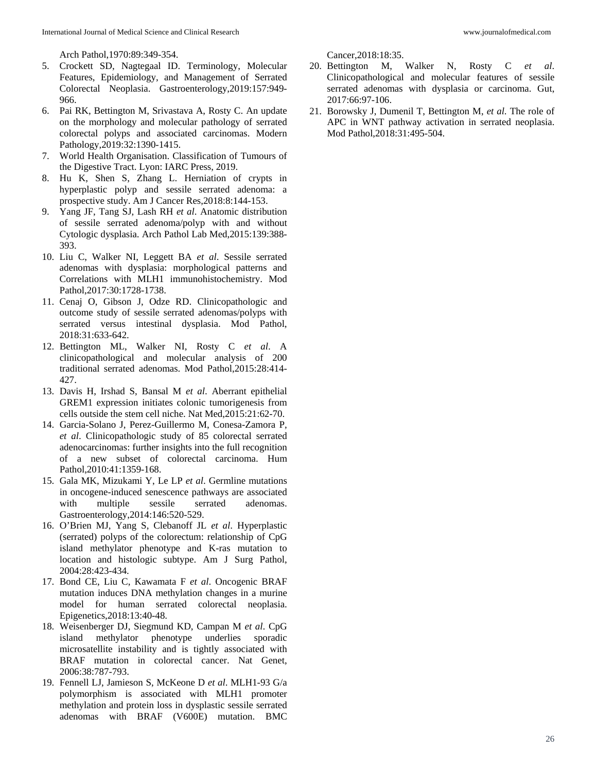Arch Pathol,1970:89:349-354.

5. Crockett SD, Nagtegaal ID. Terminology, Molecular Features, Epidemiology, and Management of Serrated Colorectal Neoplasia. Gastroenterology,2019:157:949-966.
6. Pai RK, Bettington M, Srivastava A, Rosty C. An update on the morphology and molecular pathology of serrated colorectal polyps and associated carcinomas. Modern Pathology,2019:32:1390-1415.
7. World Health Organisation. Classification of Tumours of the Digestive Tract. Lyon: IARC Press, 2019.
8. Hu K, Shen S, Zhang L. Herniation of crypts in hyperplastic polyp and sessile serrated adenoma: a prospective study. Am J Cancer Res,2018:8:144-153.
9. Yang JF, Tang SJ, Lash RH *et al*. Anatomic distribution of sessile serrated adenoma/polyp with and without Cytologic dysplasia. Arch Pathol Lab Med,2015:139:388-393.
10. Liu C, Walker NI, Leggett BA *et al*. Sessile serrated adenomas with dysplasia: morphological patterns and Correlations with MLH1 immunohistochemistry. Mod Pathol,2017:30:1728-1738.
11. Cenaj O, Gibson J, Odze RD. Clinicopathologic and outcome study of sessile serrated adenomas/polyps with serrated versus intestinal dysplasia. Mod Pathol, 2018:31:633-642.
12. Bettington ML, Walker NI, Rosty C *et al*. A clinicopathological and molecular analysis of 200 traditional serrated adenomas. Mod Pathol,2015:28:414-427.
13. Davis H, Irshad S, Bansal M *et al*. Aberrant epithelial GREM1 expression initiates colonic tumorigenesis from cells outside the stem cell niche. Nat Med,2015:21:62-70.
14. Garcia-Solano J, Perez-Guillermo M, Conesa-Zamora P, *et al*. Clinicopathologic study of 85 colorectal serrated adenocarcinomas: further insights into the full recognition of a new subset of colorectal carcinoma. Hum Pathol,2010:41:1359-168.
15. Gala MK, Mizukami Y, Le LP *et al*. Germline mutations in oncogene-induced senescence pathways are associated with multiple sessile serrated adenomas. Gastroenterology,2014:146:520-529.
16. O'Brien MJ, Yang S, Clebanoff JL *et al*. Hyperplastic (serrated) polyps of the colorectum: relationship of CpG island methylator phenotype and K-ras mutation to location and histologic subtype. Am J Surg Pathol, 2004:28:423-434.
17. Bond CE, Liu C, Kawamata F *et al*. Oncogenic BRAF mutation induces DNA methylation changes in a murine model for human serrated colorectal neoplasia. Epigenetics,2018:13:40-48.
18. Weisenberger DJ, Siegmund KD, Campan M *et al*. CpG island methylator phenotype underlies sporadic microsatellite instability and is tightly associated with BRAF mutation in colorectal cancer. Nat Genet, 2006:38:787-793.
19. Fennell LJ, Jamieson S, McKeone D *et al*. MLH1-93 G/a polymorphism is associated with MLH1 promoter methylation and protein loss in dysplastic sessile serrated adenomas with BRAF (V600E) mutation. BMC Cancer,2018:18:35.
20. Bettington M, Walker N, Rosty C *et al*. Clinicopathological and molecular features of sessile serrated adenomas with dysplasia or carcinoma. Gut, 2017:66:97-106.
21. Borowsky J, Dumenil T, Bettington M, *et al*. The role of APC in WNT pathway activation in serrated neoplasia. Mod Pathol,2018:31:495-504.